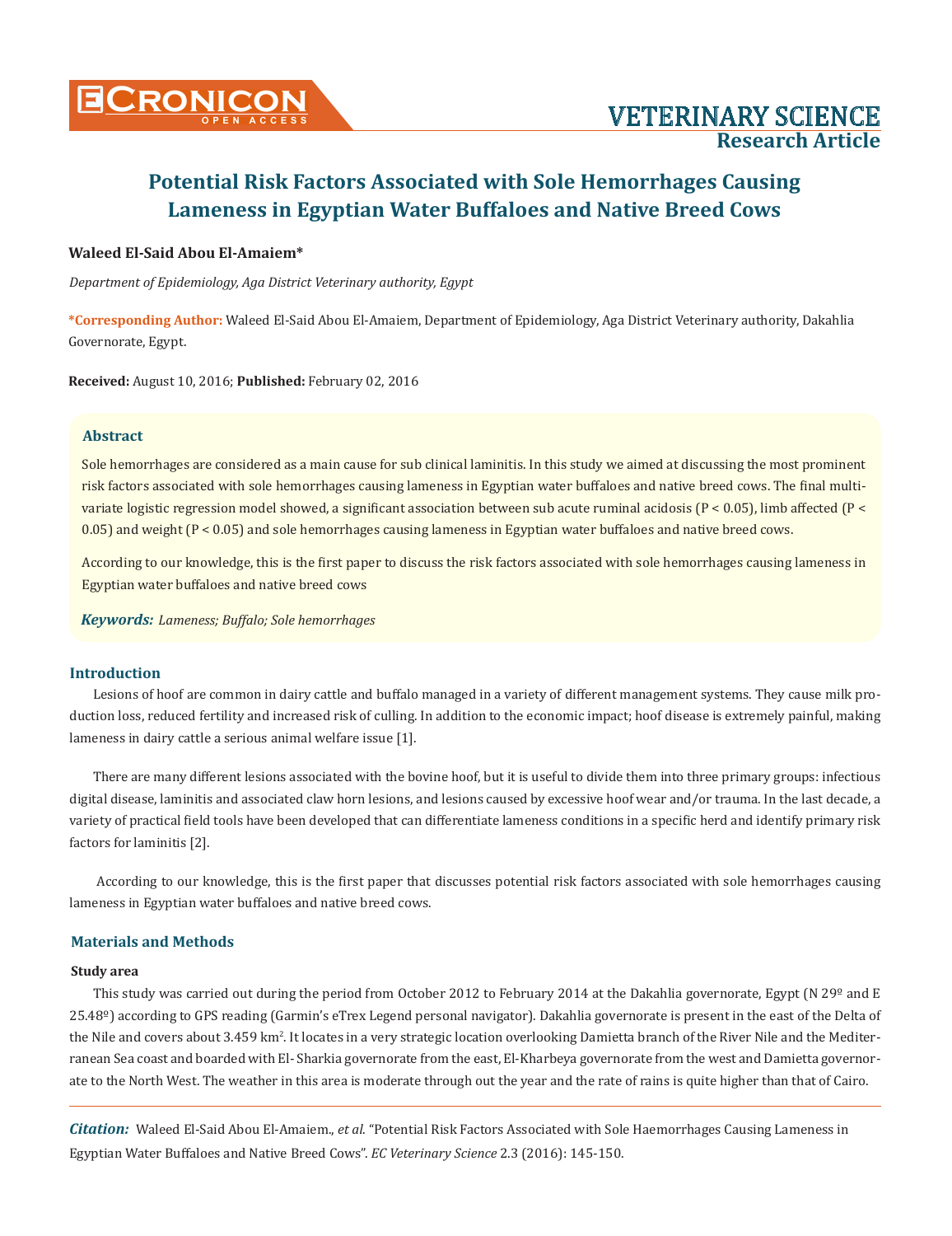# Potential Risk Factors Associated with Sole Hemorrhages Causing Lameness in Egyptian Water Buffaloes and Native Breed Cows

**Waleed El-Said Abou El-Amaiem***

*Department of Epidemiology, Aga District Veterinary authority, Egypt*

**\*Corresponding Author:** Waleed El-Said Abou El-Amaiem, Department of Epidemiology, Aga District Veterinary authority, Dakahlia Governorate, Egypt.

**Received:** August 10, 2016; **Published:** February 02, 2016

## Abstract

Sole hemorrhages are considered as a main cause for sub clinical laminitis. In this study we aimed at discussing the most prominent risk factors associated with sole hemorrhages causing lameness in Egyptian water buffaloes and native breed cows. The final multivariate logistic regression model showed, a significant association between sub acute ruminal acidosis ($P < 0.05$), limb affected ($P < 0.05$) and weight ($P < 0.05$) and sole hemorrhages causing lameness in Egyptian water buffaloes and native breed cows.

According to our knowledge, this is the first paper to discuss the risk factors associated with sole hemorrhages causing lameness in Egyptian water buffaloes and native breed cows

***Keywords:*** *Lameness; Buffalo; Sole hemorrhages*

## Introduction

Lesions of hoof are common in dairy cattle and buffalo managed in a variety of different management systems. They cause milk production loss, reduced fertility and increased risk of culling. In addition to the economic impact; hoof disease is extremely painful, making lameness in dairy cattle a serious animal welfare issue [1].

There are many different lesions associated with the bovine hoof, but it is useful to divide them into three primary groups: infectious digital disease, laminitis and associated claw horn lesions, and lesions caused by excessive hoof wear and/or trauma. In the last decade, a variety of practical field tools have been developed that can differentiate lameness conditions in a specific herd and identify primary risk factors for laminitis [2].

According to our knowledge, this is the first paper that discusses potential risk factors associated with sole hemorrhages causing lameness in Egyptian water buffaloes and native breed cows.

## Materials and Methods

### Study area

This study was carried out during the period from October 2012 to February 2014 at the Dakahlia governorate, Egypt (N 29º and E 25.48º) according to GPS reading (Garmin's eTrex Legend personal navigator). Dakahlia governorate is present in the east of the Delta of the Nile and covers about 3.459 km$^2$. It locates in a very strategic location overlooking Damietta branch of the River Nile and the Mediterranean Sea coast and boarded with El- Sharkia governorate from the east, El-Kharbeya governorate from the west and Damietta governorate to the North West. The weather in this area is moderate through out the year and the rate of rains is quite higher than that of Cairo.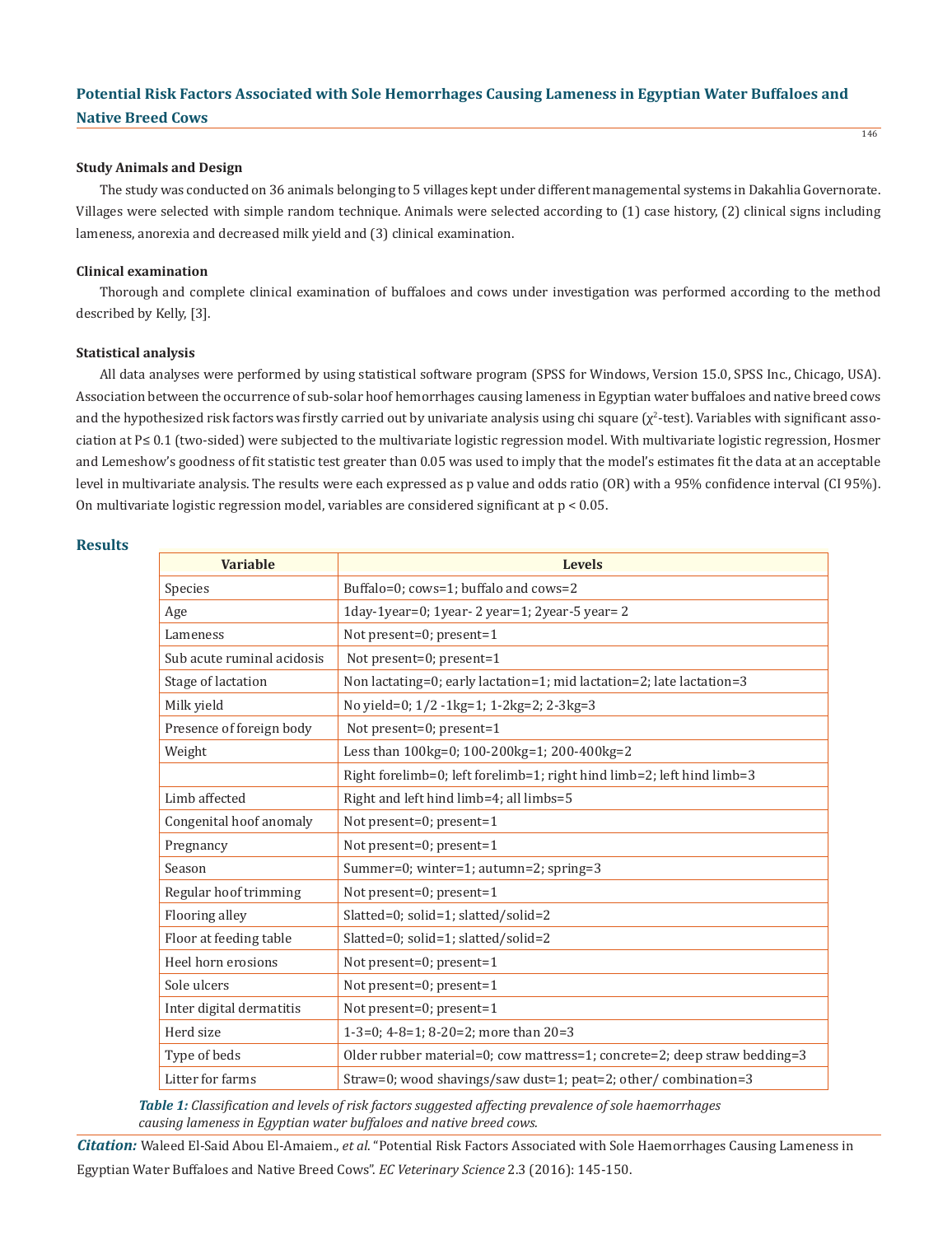### Study Animals and Design

The study was conducted on 36 animals belonging to 5 villages kept under different managemental systems in Dakahlia Governorate. Villages were selected with simple random technique. Animals were selected according to (1) case history, (2) clinical signs including lameness, anorexia and decreased milk yield and (3) clinical examination.

### Clinical examination

Thorough and complete clinical examination of buffaloes and cows under investigation was performed according to the method described by Kelly, [3].

### Statistical analysis

All data analyses were performed by using statistical software program (SPSS for Windows, Version 15.0, SPSS Inc., Chicago, USA). Association between the occurrence of sub-solar hoof hemorrhages causing lameness in Egyptian water buffaloes and native breed cows and the hypothesized risk factors was firstly carried out by univariate analysis using chi square ($\chi^2$-test). Variables with significant association at $P \leq 0.1$ (two-sided) were subjected to the multivariate logistic regression model. With multivariate logistic regression, Hosmer and Lemeshow's goodness of fit statistic test greater than 0.05 was used to imply that the model's estimates fit the data at an acceptable level in multivariate analysis. The results were each expressed as p value and odds ratio (OR) with a 95% confidence interval (CI 95%). On multivariate logistic regression model, variables are considered significant at $p < 0.05$.

## Results

| Variable | Levels |
|---|---|
| Species | Buffalo=0; cows=1; buffalo and cows=2 |
| Age | 1day-1year=0; 1year- 2 year=1; 2year-5 year= 2 |
| Lameness | Not present=0; present=1 |
| Sub acute ruminal acidosis | Not present=0; present=1 |
| Stage of lactation | Non lactating=0; early lactation=1; mid lactation=2; late lactation=3 |
| Milk yield | No yield=0; 1/2 -1kg=1; 1-2kg=2; 2-3kg=3 |
| Presence of foreign body | Not present=0; present=1 |
| Weight | Less than 100kg=0; 100-200kg=1; 200-400kg=2 |
| Limb affected | Right forelimb=0; left forelimb=1; right hind limb=2; left hind limb=3; Right and left hind limb=4; all limbs=5 |
| Congenital hoof anomaly | Not present=0; present=1 |
| Pregnancy | Not present=0; present=1 |
| Season | Summer=0; winter=1; autumn=2; spring=3 |
| Regular hoof trimming | Not present=0; present=1 |
| Flooring alley | Slatted=0; solid=1; slatted/solid=2 |
| Floor at feeding table | Slatted=0; solid=1; slatted/solid=2 |
| Heel horn erosions | Not present=0; present=1 |
| Sole ulcers | Not present=0; present=1 |
| Inter digital dermatitis | Not present=0; present=1 |
| Herd size | 1-3=0; 4-8=1; 8-20=2; more than 20=3 |
| Type of beds | Older rubber material=0; cow mattress=1; concrete=2; deep straw bedding=3 |
| Litter for farms | Straw=0; wood shavings/saw dust=1; peat=2; other/ combination=3 |

***Table 1:*** *Classification and levels of risk factors suggested affecting prevalence of sole haemorrhages causing lameness in Egyptian water buffaloes and native breed cows.*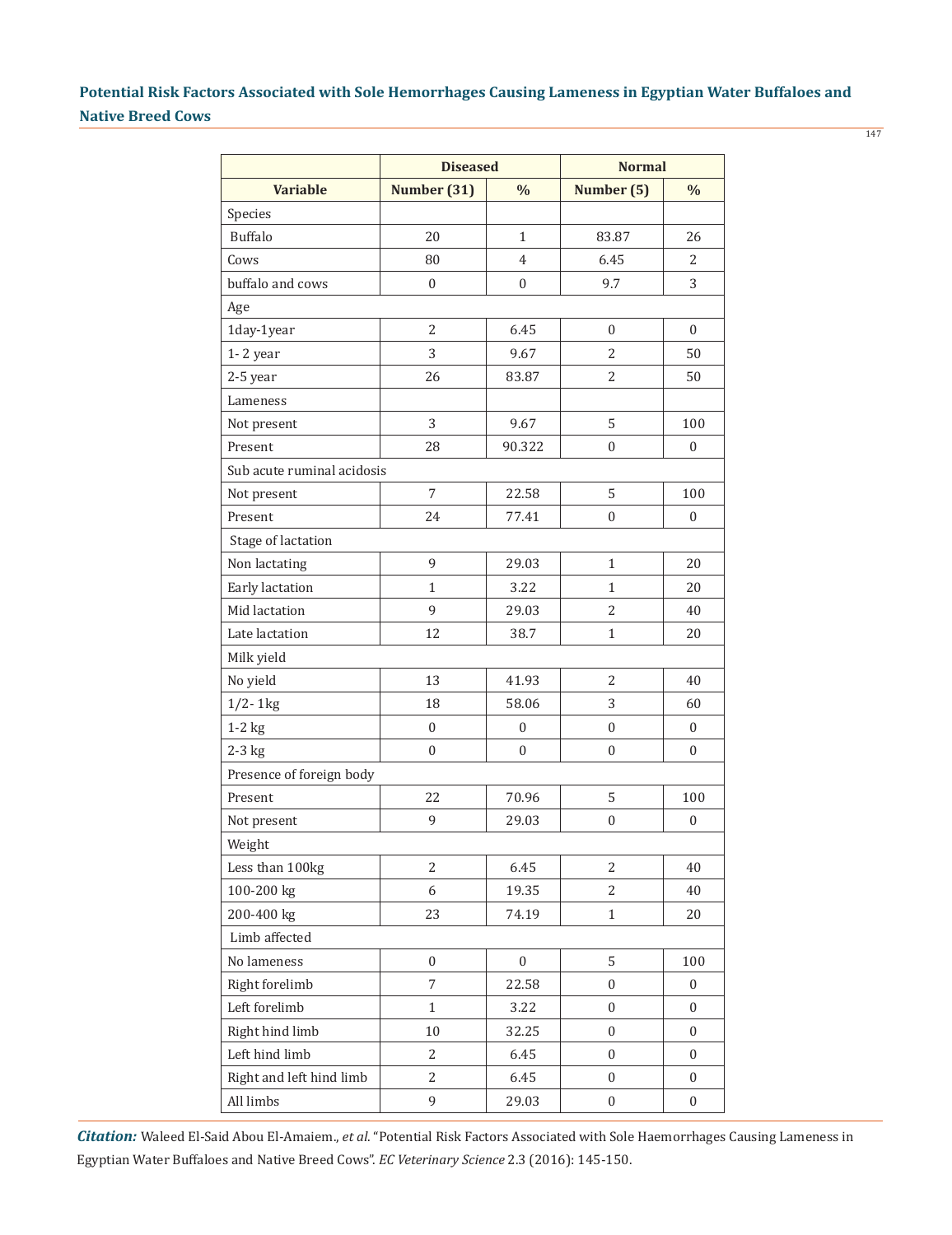| | Diseased | | Normal | |
|---|---|---|---|---|
| **Variable** | **Number (31)** | **%** | **Number (5)** | **%** |
| Species | | | | |
| Buffalo | 20 | 1 | 83.87 | 26 |
| Cows | 80 | 4 | 6.45 | 2 |
| buffalo and cows | 0 | 0 | 9.7 | 3 |
| Age | | | | |
| 1day-1year | 2 | 6.45 | 0 | 0 |
| 1- 2 year | 3 | 9.67 | 2 | 50 |
| 2-5 year | 26 | 83.87 | 2 | 50 |
| Lameness | | | | |
| Not present | 3 | 9.67 | 5 | 100 |
| Present | 28 | 90.322 | 0 | 0 |
| Sub acute ruminal acidosis | | | | |
| Not present | 7 | 22.58 | 5 | 100 |
| Present | 24 | 77.41 | 0 | 0 |
| Stage of lactation | | | | |
| Non lactating | 9 | 29.03 | 1 | 20 |
| Early lactation | 1 | 3.22 | 1 | 20 |
| Mid lactation | 9 | 29.03 | 2 | 40 |
| Late lactation | 12 | 38.7 | 1 | 20 |
| Milk yield | | | | |
| No yield | 13 | 41.93 | 2 | 40 |
| 1/2- 1kg | 18 | 58.06 | 3 | 60 |
| 1-2 kg | 0 | 0 | 0 | 0 |
| 2-3 kg | 0 | 0 | 0 | 0 |
| Presence of foreign body | | | | |
| Present | 22 | 70.96 | 5 | 100 |
| Not present | 9 | 29.03 | 0 | 0 |
| Weight | | | | |
| Less than 100kg | 2 | 6.45 | 2 | 40 |
| 100-200 kg | 6 | 19.35 | 2 | 40 |
| 200-400 kg | 23 | 74.19 | 1 | 20 |
| Limb affected | | | | |
| No lameness | 0 | 0 | 5 | 100 |
| Right forelimb | 7 | 22.58 | 0 | 0 |
| Left forelimb | 1 | 3.22 | 0 | 0 |
| Right hind limb | 10 | 32.25 | 0 | 0 |
| Left hind limb | 2 | 6.45 | 0 | 0 |
| Right and left hind limb | 2 | 6.45 | 0 | 0 |
| All limbs | 9 | 29.03 | 0 | 0 |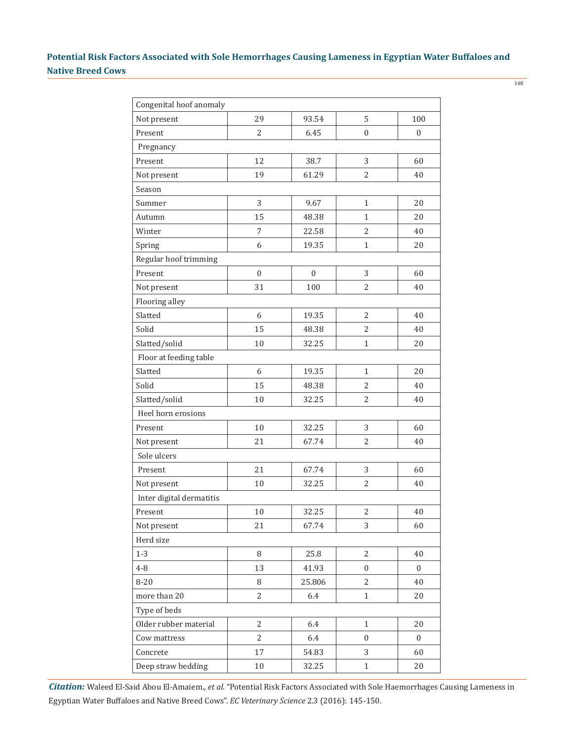| | | | | |
|---|---|---|---|---|
| Congenital hoof anomaly | | | | |
| Not present | 29 | 93.54 | 5 | 100 |
| Present | 2 | 6.45 | 0 | 0 |
| Pregnancy | | | | |
| Present | 12 | 38.7 | 3 | 60 |
| Not present | 19 | 61.29 | 2 | 40 |
| Season | | | | |
| Summer | 3 | 9.67 | 1 | 20 |
| Autumn | 15 | 48.38 | 1 | 20 |
| Winter | 7 | 22.58 | 2 | 40 |
| Spring | 6 | 19.35 | 1 | 20 |
| Regular hoof trimming | | | | |
| Present | 0 | 0 | 3 | 60 |
| Not present | 31 | 100 | 2 | 40 |
| Flooring alley | | | | |
| Slatted | 6 | 19.35 | 2 | 40 |
| Solid | 15 | 48.38 | 2 | 40 |
| Slatted/solid | 10 | 32.25 | 1 | 20 |
| Floor at feeding table | | | | |
| Slatted | 6 | 19.35 | 1 | 20 |
| Solid | 15 | 48.38 | 2 | 40 |
| Slatted/solid | 10 | 32.25 | 2 | 40 |
| Heel horn erosions | | | | |
| Present | 10 | 32.25 | 3 | 60 |
| Not present | 21 | 67.74 | 2 | 40 |
| Sole ulcers | | | | |
| Present | 21 | 67.74 | 3 | 60 |
| Not present | 10 | 32.25 | 2 | 40 |
| Inter digital dermatitis | | | | |
| Present | 10 | 32.25 | 2 | 40 |
| Not present | 21 | 67.74 | 3 | 60 |
| Herd size | | | | |
| 1-3 | 8 | 25.8 | 2 | 40 |
| 4-8 | 13 | 41.93 | 0 | 0 |
| 8-20 | 8 | 25.806 | 2 | 40 |
| more than 20 | 2 | 6.4 | 1 | 20 |
| Type of beds | | | | |
| Older rubber material | 2 | 6.4 | 1 | 20 |
| Cow mattress | 2 | 6.4 | 0 | 0 |
| Concrete | 17 | 54.83 | 3 | 60 |
| Deep straw bedding | 10 | 32.25 | 1 | 20 |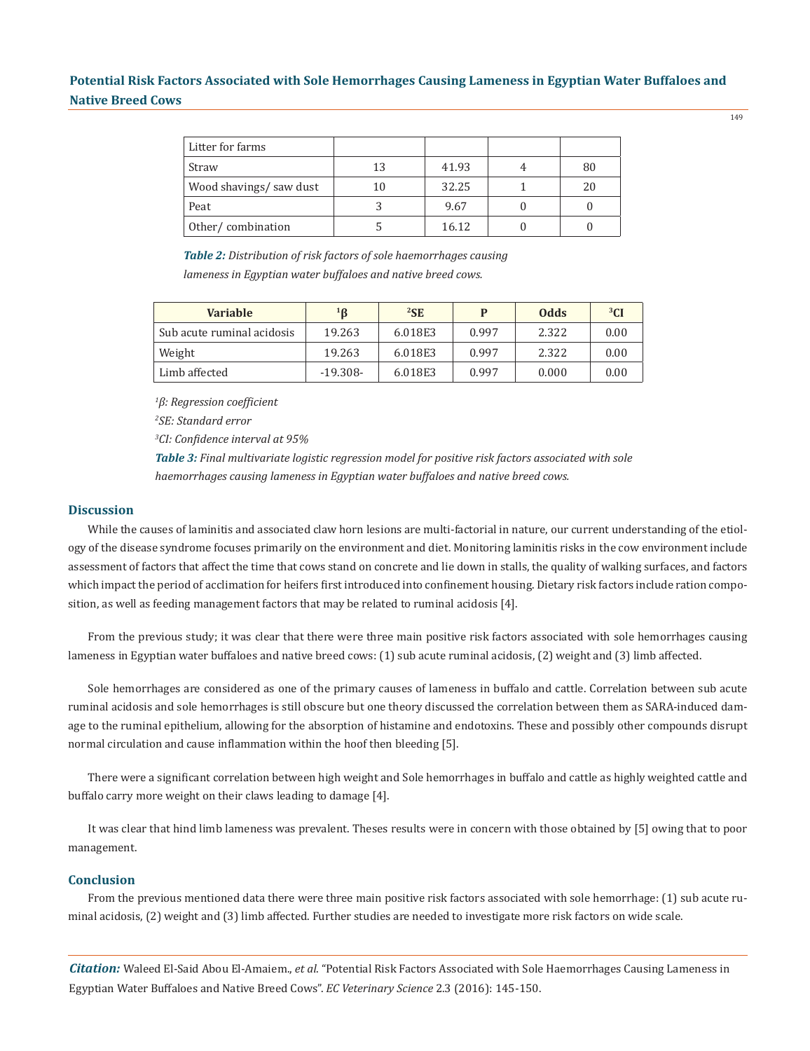| Litter for farms | | | | |
|---|---|---|---|---|
| Straw | 13 | 41.93 | 4 | 80 |
| Wood shavings/ saw dust | 10 | 32.25 | 1 | 20 |
| Peat | 3 | 9.67 | 0 | 0 |
| Other/ combination | 5 | 16.12 | 0 | 0 |

***Table 2:*** *Distribution of risk factors of sole haemorrhages causing lameness in Egyptian water buffaloes and native breed cows.*

| Variable | [1]β | [2]SE | P | Odds | [3]CI |
|---|---|---|---|---|---|
| Sub acute ruminal acidosis | 19.263 | 6.018E3 | 0.997 | 2.322 | 0.00 |
| Weight | 19.263 | 6.018E3 | 0.997 | 2.322 | 0.00 |
| Limb affected | -19.308- | 6.018E3 | 0.997 | 0.000 | 0.00 |

*[1]β: Regression coefficient*

*[2]SE: Standard error*

*[3]CI: Confidence interval at 95%*

***Table 3:*** *Final multivariate logistic regression model for positive risk factors associated with sole haemorrhages causing lameness in Egyptian water buffaloes and native breed cows.*

## Discussion

While the causes of laminitis and associated claw horn lesions are multi-factorial in nature, our current understanding of the etiology of the disease syndrome focuses primarily on the environment and diet. Monitoring laminitis risks in the cow environment include assessment of factors that affect the time that cows stand on concrete and lie down in stalls, the quality of walking surfaces, and factors which impact the period of acclimation for heifers first introduced into confinement housing. Dietary risk factors include ration composition, as well as feeding management factors that may be related to ruminal acidosis [4].

From the previous study; it was clear that there were three main positive risk factors associated with sole hemorrhages causing lameness in Egyptian water buffaloes and native breed cows: (1) sub acute ruminal acidosis, (2) weight and (3) limb affected.

Sole hemorrhages are considered as one of the primary causes of lameness in buffalo and cattle. Correlation between sub acute ruminal acidosis and sole hemorrhages is still obscure but one theory discussed the correlation between them as SARA-induced damage to the ruminal epithelium, allowing for the absorption of histamine and endotoxins. These and possibly other compounds disrupt normal circulation and cause inflammation within the hoof then bleeding [5].

There were a significant correlation between high weight and Sole hemorrhages in buffalo and cattle as highly weighted cattle and buffalo carry more weight on their claws leading to damage [4].

It was clear that hind limb lameness was prevalent. Theses results were in concern with those obtained by [5] owing that to poor management.

## Conclusion

From the previous mentioned data there were three main positive risk factors associated with sole hemorrhage: (1) sub acute ruminal acidosis, (2) weight and (3) limb affected. Further studies are needed to investigate more risk factors on wide scale.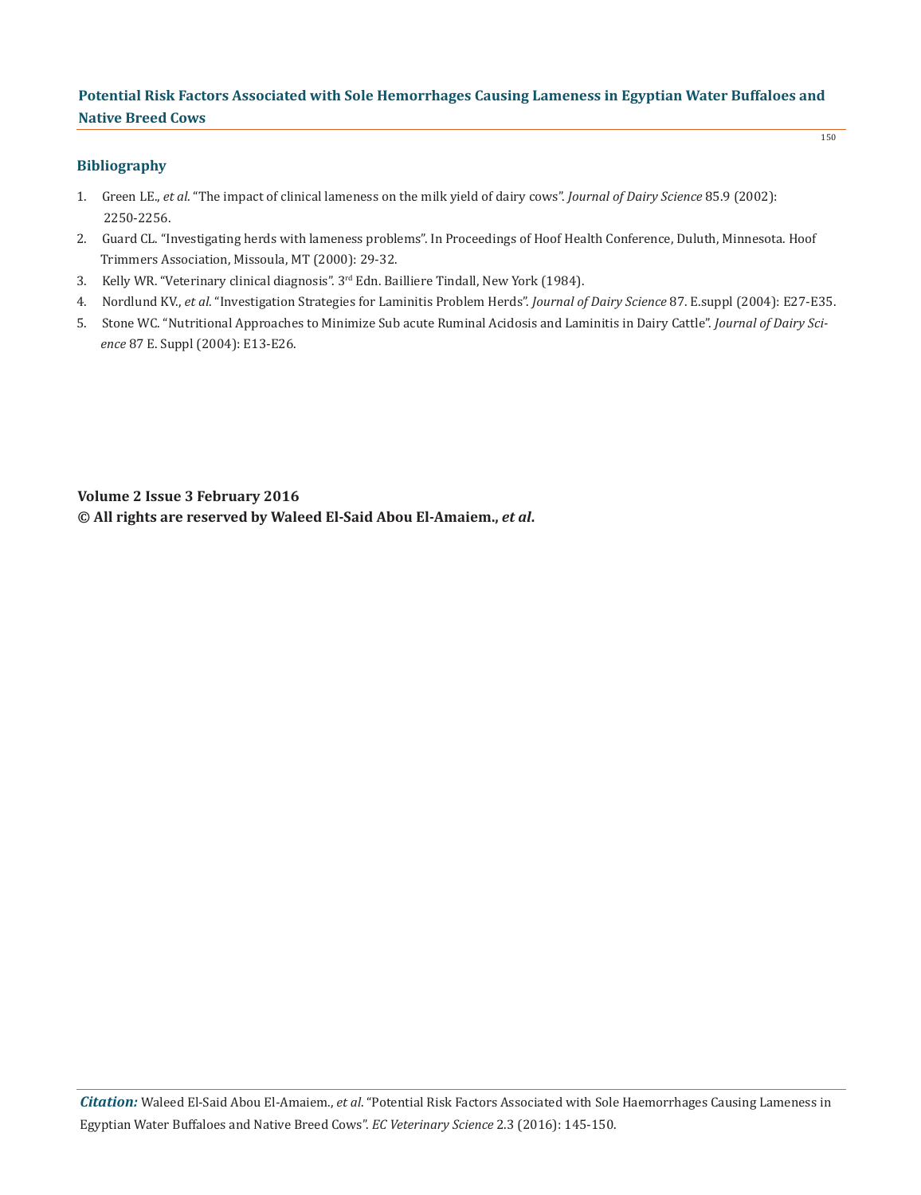## Bibliography

1. Green LE., *et al*. "The impact of clinical lameness on the milk yield of dairy cows". *Journal of Dairy Science* 85.9 (2002): 2250-2256.
2. Guard CL. "Investigating herds with lameness problems". In Proceedings of Hoof Health Conference, Duluth, Minnesota. Hoof Trimmers Association, Missoula, MT (2000): 29-32.
3. Kelly WR. "Veterinary clinical diagnosis". 3rd Edn. Bailliere Tindall, New York (1984).
4. Nordlund KV., *et al*. "Investigation Strategies for Laminitis Problem Herds". *Journal of Dairy Science* 87. E.suppl (2004): E27-E35.
5. Stone WC. "Nutritional Approaches to Minimize Sub acute Ruminal Acidosis and Laminitis in Dairy Cattle". *Journal of Dairy Science* 87 E. Suppl (2004): E13-E26.

**Volume 2 Issue 3 February 2016**
**© All rights are reserved by Waleed El-Said Abou El-Amaiem., *et al*.**

***Citation:*** Waleed El-Said Abou El-Amaiem., *et al*. "Potential Risk Factors Associated with Sole Haemorrhages Causing Lameness in Egyptian Water Buffaloes and Native Breed Cows". *EC Veterinary Science* 2.3 (2016): 145-150.